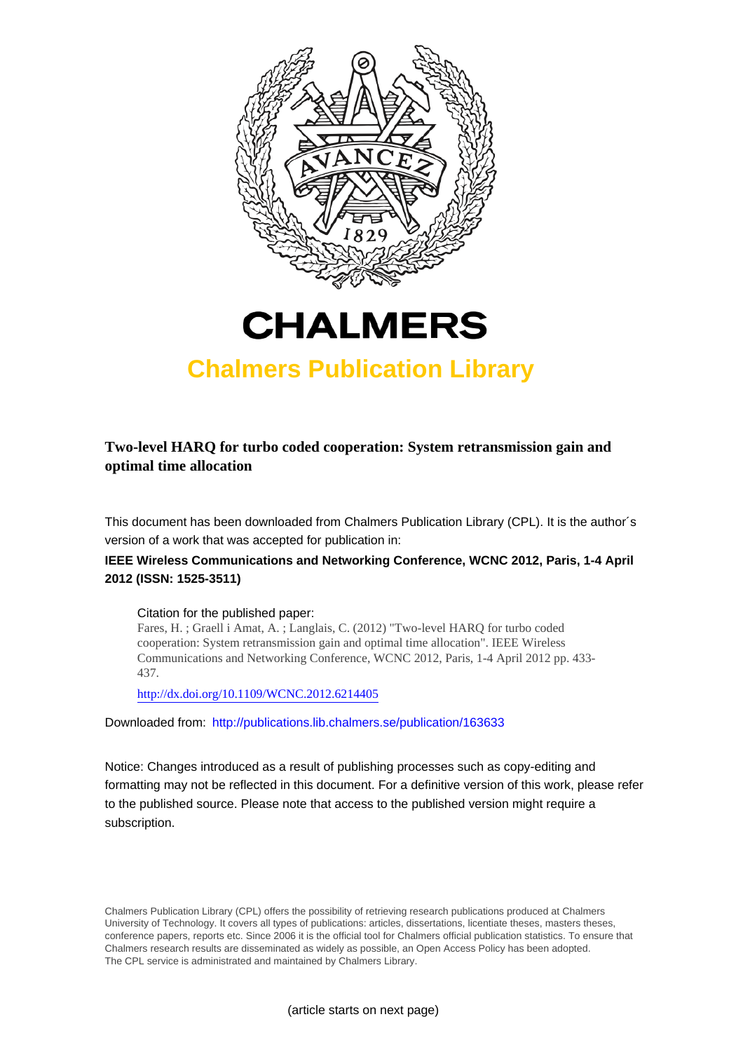# CHALMERS

## Chalmers Publication Library

**Two-level HARQ for turbo coded cooperation: System retransmission gain and optimal time allocation**

This document has been downloaded from Chalmers Publication Library (CPL). It is the author´s version of a work that was accepted for publication in:

**IEEE Wireless Communications and Networking Conference, WCNC 2012, Paris, 1-4 April 2012 (ISSN: 1525-3511)**

Citation for the published paper:
Fares, H. ; Graell i Amat, A. ; Langlais, C. (2012) "Two-level HARQ for turbo coded cooperation: System retransmission gain and optimal time allocation". IEEE Wireless Communications and Networking Conference, WCNC 2012, Paris, 1-4 April 2012 pp. 433-437.

http://dx.doi.org/10.1109/WCNC.2012.6214405

Downloaded from: http://publications.lib.chalmers.se/publication/163633

Notice: Changes introduced as a result of publishing processes such as copy-editing and formatting may not be reflected in this document. For a definitive version of this work, please refer to the published source. Please note that access to the published version might require a subscription.

Chalmers Publication Library (CPL) offers the possibility of retrieving research publications produced at Chalmers University of Technology. It covers all types of publications: articles, dissertations, licentiate theses, masters theses, conference papers, reports etc. Since 2006 it is the official tool for Chalmers official publication statistics. To ensure that Chalmers research results are disseminated as widely as possible, an Open Access Policy has been adopted. The CPL service is administrated and maintained by Chalmers Library.

(article starts on next page)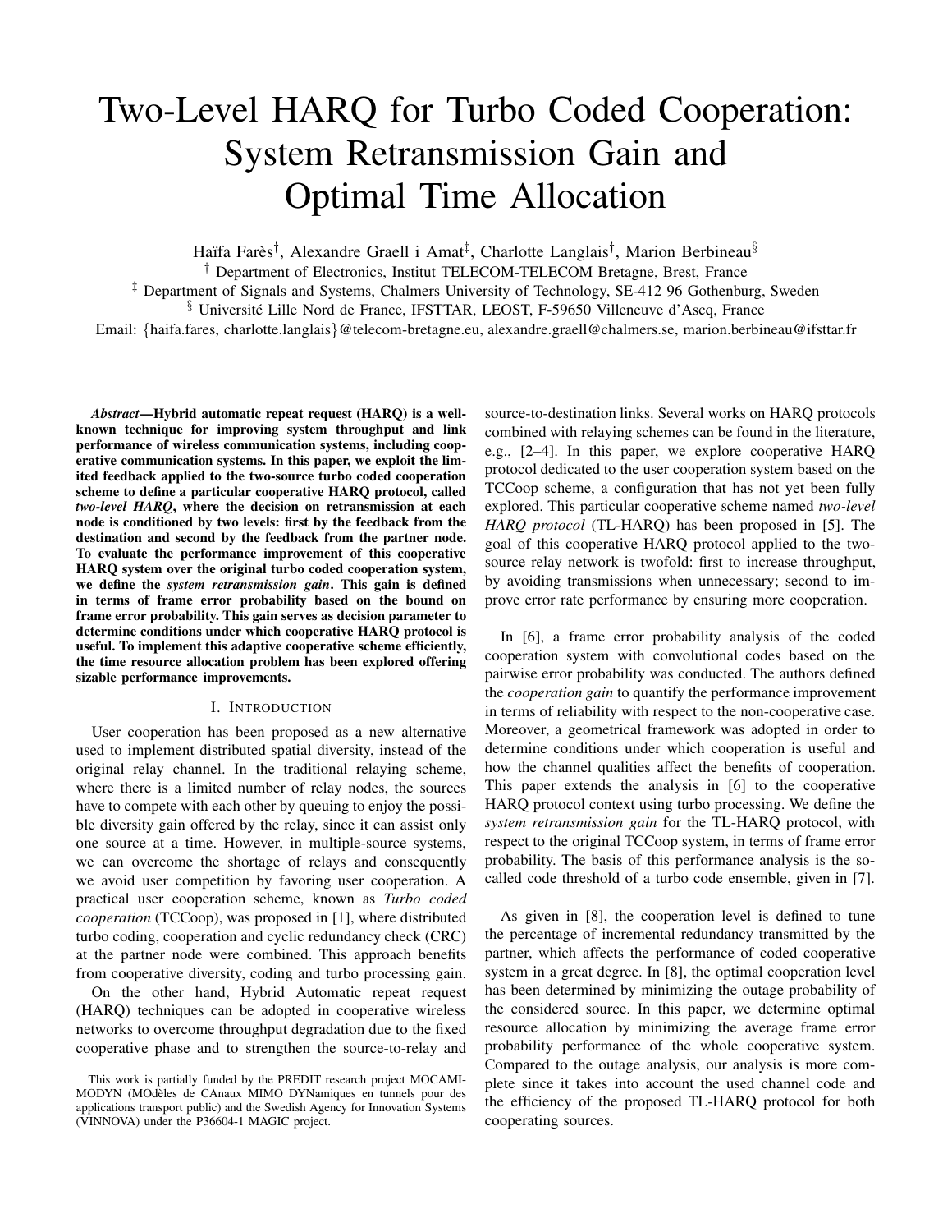# Two-Level HARQ for Turbo Coded Cooperation: System Retransmission Gain and Optimal Time Allocation

Haïfa Farès[†], Alexandre Graell i Amat[‡], Charlotte Langlais[†], Marion Berbineau[§]

[†] Department of Electronics, Institut TELECOM-TELECOM Bretagne, Brest, France

[‡] Department of Signals and Systems, Chalmers University of Technology, SE-412 96 Gothenburg, Sweden

[§] Université Lille Nord de France, IFSTTAR, LEOST, F-59650 Villeneuve d'Ascq, France

Email: {haifa.fares, charlotte.langlais}@telecom-bretagne.eu, alexandre.graell@chalmers.se, marion.berbineau@ifsttar.fr

***Abstract*—Hybrid automatic repeat request (HARQ) is a well-known technique for improving system throughput and link performance of wireless communication systems, including cooperative communication systems. In this paper, we exploit the limited feedback applied to the two-source turbo coded cooperation scheme to define a particular cooperative HARQ protocol, called *two-level HARQ*, where the decision on retransmission at each node is conditioned by two levels: first by the feedback from the destination and second by the feedback from the partner node. To evaluate the performance improvement of this cooperative HARQ system over the original turbo coded cooperation system, we define the *system retransmission gain*. This gain is defined in terms of frame error probability based on the bound on frame error probability. This gain serves as decision parameter to determine conditions under which cooperative HARQ protocol is useful. To implement this adaptive cooperative scheme efficiently, the time resource allocation problem has been explored offering sizable performance improvements.**

## I. Introduction

User cooperation has been proposed as a new alternative used to implement distributed spatial diversity, instead of the original relay channel. In the traditional relaying scheme, where there is a limited number of relay nodes, the sources have to compete with each other by queuing to enjoy the possible diversity gain offered by the relay, since it can assist only one source at a time. However, in multiple-source systems, we can overcome the shortage of relays and consequently we avoid user competition by favoring user cooperation. A practical user cooperation scheme, known as *Turbo coded cooperation* (TCCoop), was proposed in [1], where distributed turbo coding, cooperation and cyclic redundancy check (CRC) at the partner node were combined. This approach benefits from cooperative diversity, coding and turbo processing gain.

On the other hand, Hybrid Automatic repeat request (HARQ) techniques can be adopted in cooperative wireless networks to overcome throughput degradation due to the fixed cooperative phase and to strengthen the source-to-relay and source-to-destination links. Several works on HARQ protocols combined with relaying schemes can be found in the literature, e.g., [2–4]. In this paper, we explore cooperative HARQ protocol dedicated to the user cooperation system based on the TCCoop scheme, a configuration that has not yet been fully explored. This particular cooperative scheme named *two-level HARQ protocol* (TL-HARQ) has been proposed in [5]. The goal of this cooperative HARQ protocol applied to the two-source relay network is twofold: first to increase throughput, by avoiding transmissions when unnecessary; second to improve error rate performance by ensuring more cooperation.

In [6], a frame error probability analysis of the coded cooperation system with convolutional codes based on the pairwise error probability was conducted. The authors defined the *cooperation gain* to quantify the performance improvement in terms of reliability with respect to the non-cooperative case. Moreover, a geometrical framework was adopted in order to determine conditions under which cooperation is useful and how the channel qualities affect the benefits of cooperation. This paper extends the analysis in [6] to the cooperative HARQ protocol context using turbo processing. We define the *system retransmission gain* for the TL-HARQ protocol, with respect to the original TCCoop system, in terms of frame error probability. The basis of this performance analysis is the so-called code threshold of a turbo code ensemble, given in [7].

As given in [8], the cooperation level is defined to tune the percentage of incremental redundancy transmitted by the partner, which affects the performance of coded cooperative system in a great degree. In [8], the optimal cooperation level has been determined by minimizing the outage probability of the considered source. In this paper, we determine optimal resource allocation by minimizing the average frame error probability performance of the whole cooperative system. Compared to the outage analysis, our analysis is more complete since it takes into account the used channel code and the efficiency of the proposed TL-HARQ protocol for both cooperating sources.

This work is partially funded by the PREDIT research project MOCAMIMODYN (MOdèles de CAnaux MIMO DYNamiques en tunnels pour des applications transport public) and the Swedish Agency for Innovation Systems (VINNOVA) under the P36604-1 MAGIC project.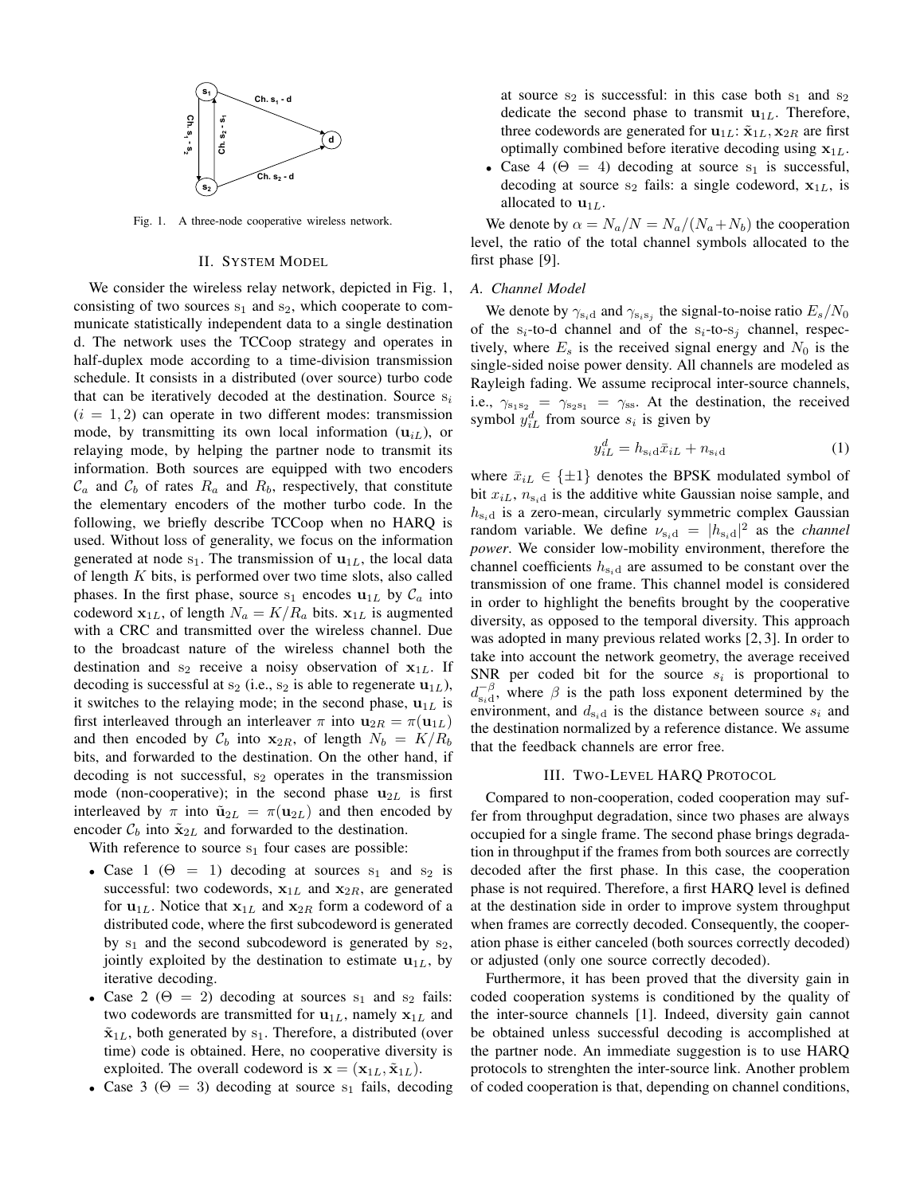Fig. 1. A three-node cooperative wireless network.

## II. System Model

We consider the wireless relay network, depicted in Fig. 1, consisting of two sources $\mathrm{s}_1$ and $\mathrm{s}_2$, which cooperate to communicate statistically independent data to a single destination d. The network uses the TCCoop strategy and operates in half-duplex mode according to a time-division transmission schedule. It consists in a distributed (over source) turbo code that can be iteratively decoded at the destination. Source $\mathrm{s}_i$ ($i = 1, 2$) can operate in two different modes: transmission mode, by transmitting its own local information ($\mathbf{u}_{iL}$), or relaying mode, by helping the partner node to transmit its information. Both sources are equipped with two encoders $\mathcal{C}_a$ and $\mathcal{C}_b$ of rates $R_a$ and $R_b$, respectively, that constitute the elementary encoders of the mother turbo code. In the following, we briefly describe TCCoop when no HARQ is used. Without loss of generality, we focus on the information generated at node $\mathrm{s}_1$. The transmission of $\mathbf{u}_{1L}$, the local data of length $K$ bits, is performed over two time slots, also called phases. In the first phase, source $\mathrm{s}_1$ encodes $\mathbf{u}_{1L}$ by $\mathcal{C}_a$ into codeword $\mathbf{x}_{1L}$, of length $N_a = K/R_a$ bits. $\mathbf{x}_{1L}$ is augmented with a CRC and transmitted over the wireless channel. Due to the broadcast nature of the wireless channel both the destination and $\mathrm{s}_2$ receive a noisy observation of $\mathbf{x}_{1L}$. If decoding is successful at $\mathrm{s}_2$ (i.e., $\mathrm{s}_2$ is able to regenerate $\mathbf{u}_{1L}$), it switches to the relaying mode; in the second phase, $\mathbf{u}_{1L}$ is first interleaved through an interleaver $\pi$ into $\mathbf{u}_{2R} = \pi(\mathbf{u}_{1L})$ and then encoded by $\mathcal{C}_b$ into $\mathbf{x}_{2R}$, of length $N_b = K/R_b$ bits, and forwarded to the destination. On the other hand, if decoding is not successful, $\mathrm{s}_2$ operates in the transmission mode (non-cooperative); in the second phase $\mathbf{u}_{2L}$ is first interleaved by $\pi$ into $\tilde{\mathbf{u}}_{2L} = \pi(\mathbf{u}_{2L})$ and then encoded by encoder $\mathcal{C}_b$ into $\tilde{\mathbf{x}}_{2L}$ and forwarded to the destination.

With reference to source $\mathrm{s}_1$ four cases are possible:

- Case 1 ($\Theta = 1$) decoding at sources $\mathrm{s}_1$ and $\mathrm{s}_2$ is successful: two codewords, $\mathbf{x}_{1L}$ and $\mathbf{x}_{2R}$, are generated for $\mathbf{u}_{1L}$. Notice that $\mathbf{x}_{1L}$ and $\mathbf{x}_{2R}$ form a codeword of a distributed code, where the first subcodeword is generated by $\mathrm{s}_1$ and the second subcodeword is generated by $\mathrm{s}_2$, jointly exploited by the destination to estimate $\mathbf{u}_{1L}$, by iterative decoding.
- Case 2 ($\Theta = 2$) decoding at sources $\mathrm{s}_1$ and $\mathrm{s}_2$ fails: two codewords are transmitted for $\mathbf{u}_{1L}$, namely $\mathbf{x}_{1L}$ and $\tilde{\mathbf{x}}_{1L}$, both generated by $\mathrm{s}_1$. Therefore, a distributed (over time) code is obtained. Here, no cooperative diversity is exploited. The overall codeword is $\mathbf{x} = (\mathbf{x}_{1L}, \tilde{\mathbf{x}}_{1L})$.
- Case 3 ($\Theta = 3$) decoding at source $\mathrm{s}_1$ fails, decoding at source $\mathrm{s}_2$ is successful: in this case both $\mathrm{s}_1$ and $\mathrm{s}_2$ dedicate the second phase to transmit $\mathbf{u}_{1L}$. Therefore, three codewords are generated for $\mathbf{u}_{1L}$: $\tilde{\mathbf{x}}_{1L}, \mathbf{x}_{2R}$ are first optimally combined before iterative decoding using $\mathbf{x}_{1L}$.
- Case 4 ($\Theta = 4$) decoding at source $\mathrm{s}_1$ is successful, decoding at source $\mathrm{s}_2$ fails: a single codeword, $\mathbf{x}_{1L}$, is allocated to $\mathbf{u}_{1L}$.

We denote by $\alpha = N_a/N = N_a/(N_a + N_b)$ the cooperation level, the ratio of the total channel symbols allocated to the first phase [9].

### A. Channel Model

We denote by $\gamma_{\mathrm{s}_i\mathrm{d}}$ and $\gamma_{\mathrm{s}_i\mathrm{s}_j}$ the signal-to-noise ratio $E_s/N_0$ of the $\mathrm{s}_i$-to-d channel and of the $\mathrm{s}_i$-to-$\mathrm{s}_j$ channel, respectively, where $E_s$ is the received signal energy and $N_0$ is the single-sided noise power density. All channels are modeled as Rayleigh fading. We assume reciprocal inter-source channels, i.e., $\gamma_{\mathrm{s}_1\mathrm{s}_2} = \gamma_{\mathrm{s}_2\mathrm{s}_1} = \gamma_{\mathrm{ss}}$. At the destination, the received symbol $y_{iL}^d$ from source $s_i$ is given by

$$y_{iL}^d = h_{\mathrm{s}_i\mathrm{d}}\bar{x}_{iL} + n_{\mathrm{s}_i\mathrm{d}} \tag{1}$$

where $\bar{x}_{iL} \in \{\pm 1\}$ denotes the BPSK modulated symbol of bit $x_{iL}$, $n_{\mathrm{s}_i\mathrm{d}}$ is the additive white Gaussian noise sample, and $h_{\mathrm{s}_i\mathrm{d}}$ is a zero-mean, circularly symmetric complex Gaussian random variable. We define $\nu_{\mathrm{s}_i\mathrm{d}} = |h_{\mathrm{s}_i\mathrm{d}}|^2$ as the *channel power*. We consider low-mobility environment, therefore the channel coefficients $h_{\mathrm{s}_i\mathrm{d}}$ are assumed to be constant over the transmission of one frame. This channel model is considered in order to highlight the benefits brought by the cooperative diversity, as opposed to the temporal diversity. This approach was adopted in many previous related works [2, 3]. In order to take into account the network geometry, the average received SNR per coded bit for the source $s_i$ is proportional to $d_{\mathrm{s}_i\mathrm{d}}^{-\beta}$, where $\beta$ is the path loss exponent determined by the environment, and $d_{\mathrm{s}_i\mathrm{d}}$ is the distance between source $s_i$ and the destination normalized by a reference distance. We assume that the feedback channels are error free.

## III. Two-Level HARQ Protocol

Compared to non-cooperation, coded cooperation may suffer from throughput degradation, since two phases are always occupied for a single frame. The second phase brings degradation in throughput if the frames from both sources are correctly decoded after the first phase. In this case, the cooperation phase is not required. Therefore, a first HARQ level is defined at the destination side in order to improve system throughput when frames are correctly decoded. Consequently, the cooperation phase is either canceled (both sources correctly decoded) or adjusted (only one source correctly decoded).

Furthermore, it has been proved that the diversity gain in coded cooperation systems is conditioned by the quality of the inter-source channels [1]. Indeed, diversity gain cannot be obtained unless successful decoding is accomplished at the partner node. An immediate suggestion is to use HARQ protocols to strenghten the inter-source link. Another problem of coded cooperation is that, depending on channel conditions,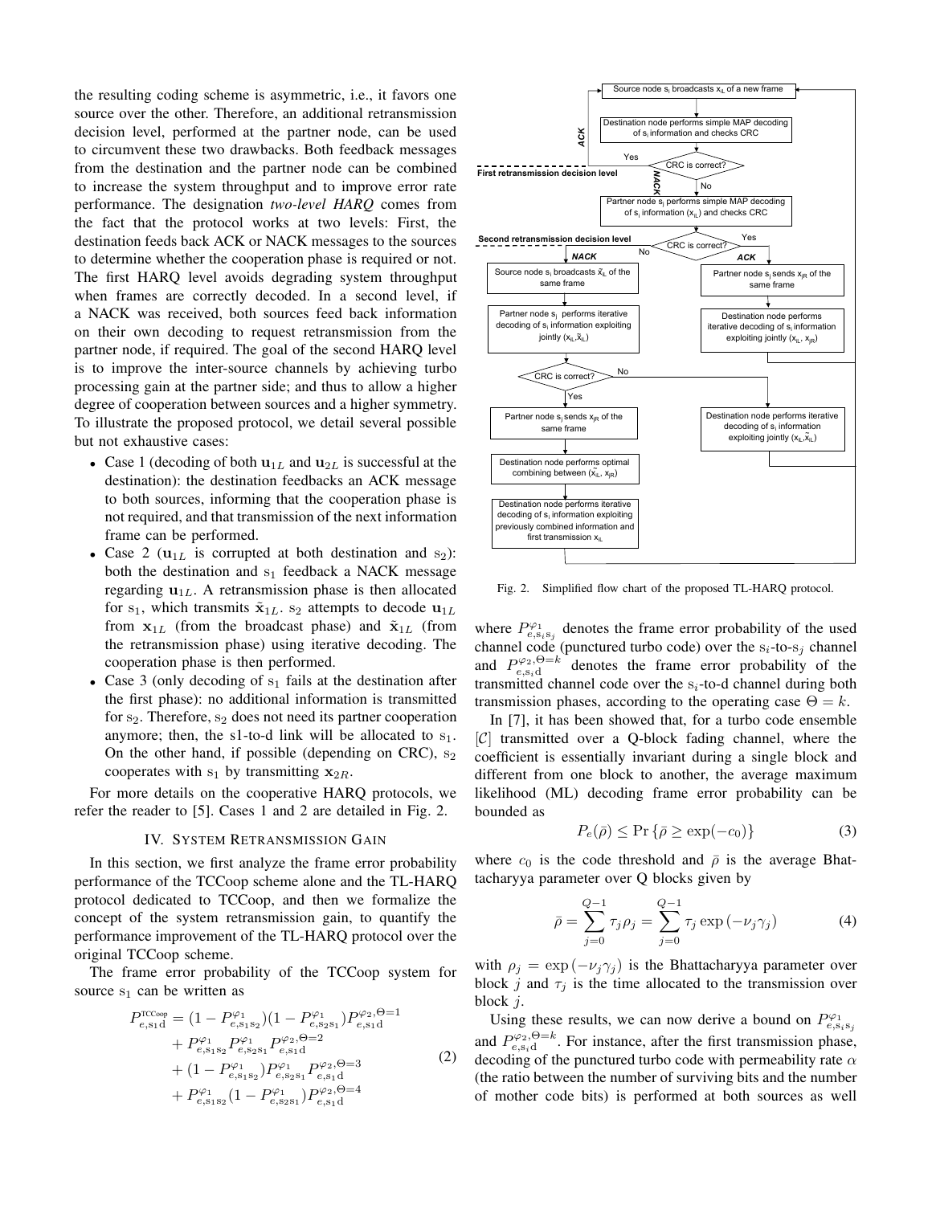the resulting coding scheme is asymmetric, i.e., it favors one source over the other. Therefore, an additional retransmission decision level, performed at the partner node, can be used to circumvent these two drawbacks. Both feedback messages from the destination and the partner node can be combined to increase the system throughput and to improve error rate performance. The designation *two-level HARQ* comes from the fact that the protocol works at two levels: First, the destination feeds back ACK or NACK messages to the sources to determine whether the cooperation phase is required or not. The first HARQ level avoids degrading system throughput when frames are correctly decoded. In a second level, if a NACK was received, both sources feed back information on their own decoding to request retransmission from the partner node, if required. The goal of the second HARQ level is to improve the inter-source channels by achieving turbo processing gain at the partner side; and thus to allow a higher degree of cooperation between sources and a higher symmetry. To illustrate the proposed protocol, we detail several possible but not exhaustive cases:

- Case 1 (decoding of both $\mathbf{u}_{1L}$ and $\mathbf{u}_{2L}$ is successful at the destination): the destination feedbacks an ACK message to both sources, informing that the cooperation phase is not required, and that transmission of the next information frame can be performed.
- Case 2 ($\mathbf{u}_{1L}$ is corrupted at both destination and $\mathrm{s}_2$): both the destination and $\mathrm{s}_1$ feedback a NACK message regarding $\mathbf{u}_{1L}$. A retransmission phase is then allocated for $\mathrm{s}_1$, which transmits $\tilde{\mathbf{x}}_{1L}$. $\mathrm{s}_2$ attempts to decode $\mathbf{u}_{1L}$ from $\mathbf{x}_{1L}$ (from the broadcast phase) and $\tilde{\mathbf{x}}_{1L}$ (from the retransmission phase) using iterative decoding. The cooperation phase is then performed.
- Case 3 (only decoding of $\mathrm{s}_1$ fails at the destination after the first phase): no additional information is transmitted for $\mathrm{s}_2$. Therefore, $\mathrm{s}_2$ does not need its partner cooperation anymore; then, the s1-to-d link will be allocated to $\mathrm{s}_1$. On the other hand, if possible (depending on CRC), $\mathrm{s}_2$ cooperates with $\mathrm{s}_1$ by transmitting $\mathbf{x}_{2R}$.

For more details on the cooperative HARQ protocols, we refer the reader to [5]. Cases 1 and 2 are detailed in Fig. 2.

## IV. System Retransmission Gain

In this section, we first analyze the frame error probability performance of the TCCoop scheme alone and the TL-HARQ protocol dedicated to TCCoop, and then we formalize the concept of the system retransmission gain, to quantify the performance improvement of the TL-HARQ protocol over the original TCCoop scheme.

The frame error probability of the TCCoop system for source $\mathrm{s}_1$ can be written as

$$
\begin{aligned}
P_{e,\mathrm{s}_1\mathrm{d}}^{\mathrm{TCCoop}} &= (1-P_{e,\mathrm{s}_1\mathrm{s}_2}^{\varphi_1})(1-P_{e,\mathrm{s}_2\mathrm{s}_1}^{\varphi_1})P_{e,\mathrm{s}_1\mathrm{d}}^{\varphi_2,\Theta=1} \\
&+ P_{e,\mathrm{s}_1\mathrm{s}_2}^{\varphi_1}P_{e,\mathrm{s}_2\mathrm{s}_1}^{\varphi_1}P_{e,\mathrm{s}_1\mathrm{d}}^{\varphi_2,\Theta=2} \\
&+ (1-P_{e,\mathrm{s}_1\mathrm{s}_2}^{\varphi_1})P_{e,\mathrm{s}_2\mathrm{s}_1}^{\varphi_1}P_{e,\mathrm{s}_1\mathrm{d}}^{\varphi_2,\Theta=3} \\
&+ P_{e,\mathrm{s}_1\mathrm{s}_2}^{\varphi_1}(1-P_{e,\mathrm{s}_2\mathrm{s}_1}^{\varphi_1})P_{e,\mathrm{s}_1\mathrm{d}}^{\varphi_2,\Theta=4}
\end{aligned} \quad (2)
$$

Source node $\mathrm{s}_i$ broadcasts $\mathrm{x}_{iL}$ of a new frame

Destination node performs simple MAP decoding of $\mathrm{s}_i$ information and checks CRC

First retransmission decision level — CRC is correct? Yes: ACK (back to new frame). No: NACK.

Partner node $\mathrm{s}_j$ performs simple MAP decoding of $\mathrm{s}_i$ information ($\mathrm{x}_{iL}$) and checks CRC

Second retransmission decision level — CRC is correct?

- No (NACK): Source node $\mathrm{s}_i$ broadcasts $\tilde{\mathrm{x}}_{iL}$ of the same frame → Partner node $\mathrm{s}_j$ performs iterative decoding of $\mathrm{s}_i$ information exploiting jointly ($\mathrm{x}_{iL}$,$\tilde{\mathrm{x}}_{iL}$) → CRC is correct?
  - Yes: Partner node $\mathrm{s}_j$ sends $\mathrm{x}_{jR}$ of the same frame → Destination node performs optimal combining between ($\tilde{\mathrm{x}}_{iL}$, $\mathrm{x}_{jR}$) → Destination node performs iterative decoding of $\mathrm{s}_i$ information exploiting previously combined information and first transmission $\mathrm{x}_{iL}$
  - No: Destination node performs iterative decoding of $\mathrm{s}_i$ information exploiting jointly ($\mathrm{x}_{iL}$,$\tilde{\mathrm{x}}_{iL}$)
- Yes (ACK): Partner node $\mathrm{s}_j$ sends $\mathrm{x}_{jR}$ of the same frame → Destination node performs iterative decoding of $\mathrm{s}_i$ information exploiting jointly ($\mathrm{x}_{iL}$, $\mathrm{x}_{jR}$)

Fig. 2. Simplified flow chart of the proposed TL-HARQ protocol.

where $P_{e,\mathrm{s}_i\mathrm{s}_j}^{\varphi_1}$ denotes the frame error probability of the used channel code (punctured turbo code) over the $\mathrm{s}_i$-to-$\mathrm{s}_j$ channel and $P_{e,\mathrm{s}_i\mathrm{d}}^{\varphi_2,\Theta=k}$ denotes the frame error probability of the transmitted channel code over the $\mathrm{s}_i$-to-d channel during both transmission phases, according to the operating case $\Theta = k$.

In [7], it has been showed that, for a turbo code ensemble $[\mathcal{C}]$ transmitted over a Q-block fading channel, where the coefficient is essentially invariant during a single block and different from one block to another, the average maximum likelihood (ML) decoding frame error probability can be bounded as

$$
P_e(\bar{\rho}) \leq \Pr\left\{\bar{\rho} \geq \exp(-c_0)\right\} \quad (3)
$$

where $c_0$ is the code threshold and $\bar{\rho}$ is the average Bhattacharyya parameter over Q blocks given by

$$
\bar{\rho} = \sum_{j=0}^{Q-1} \tau_j \rho_j = \sum_{j=0}^{Q-1} \tau_j \exp\left(-\nu_j \gamma_j\right) \quad (4)
$$

with $\rho_j = \exp\left(-\nu_j \gamma_j\right)$ is the Bhattacharyya parameter over block $j$ and $\tau_j$ is the time allocated to the transmission over block $j$.

Using these results, we can now derive a bound on $P_{e,\mathrm{s}_i\mathrm{s}_j}^{\varphi_1}$ and $P_{e,\mathrm{s}_i\mathrm{d}}^{\varphi_2,\Theta=k}$. For instance, after the first transmission phase, decoding of the punctured turbo code with permeability rate $\alpha$ (the ratio between the number of surviving bits and the number of mother code bits) is performed at both sources as well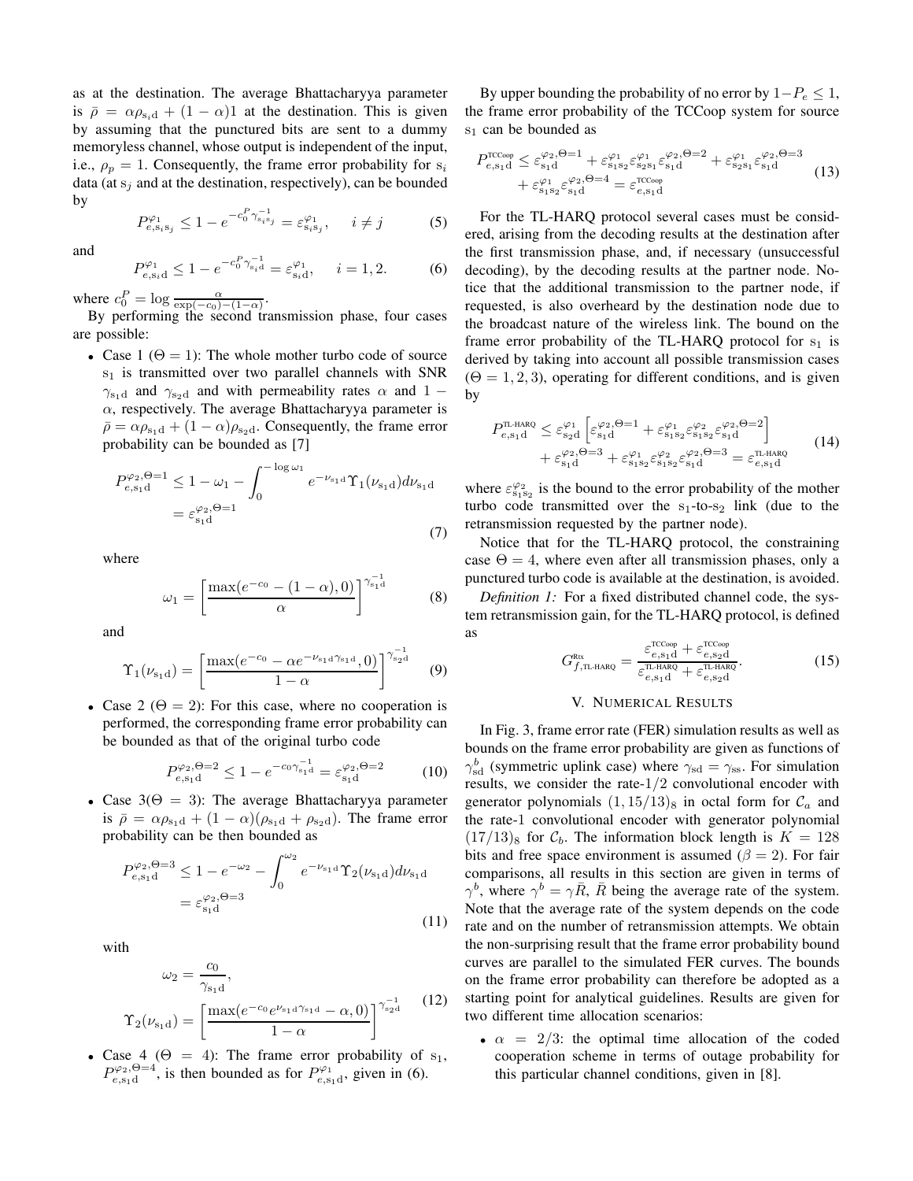as at the destination. The average Bhattacharyya parameter is $\bar{\rho} = \alpha\rho_{s_i d} + (1-\alpha)1$ at the destination. This is given by assuming that the punctured bits are sent to a dummy memoryless channel, whose output is independent of the input, i.e., $\rho_p = 1$. Consequently, the frame error probability for $s_i$ data (at $s_j$ and at the destination, respectively), can be bounded by

$$P_{e,s_i s_j}^{\varphi_1} \leq 1 - e^{-c_0^P \gamma_{s_i s_j}^{-1}} = \varepsilon_{s_i s_j}^{\varphi_1}, \quad i \neq j \tag{5}$$

and

$$P_{e,s_i d}^{\varphi_1} \leq 1 - e^{-c_0^P \gamma_{s_i d}^{-1}} = \varepsilon_{s_i d}^{\varphi_1}, \quad i = 1, 2. \tag{6}$$

where $c_0^P = \log \frac{\alpha}{\exp(-c_0) - (1-\alpha)}$.

By performing the second transmission phase, four cases are possible:

- Case 1 ($\Theta = 1$): The whole mother turbo code of source $s_1$ is transmitted over two parallel channels with SNR $\gamma_{s_1 d}$ and $\gamma_{s_2 d}$ and with permeability rates $\alpha$ and $1-\alpha$, respectively. The average Bhattacharyya parameter is $\bar{\rho} = \alpha\rho_{s_1 d} + (1-\alpha)\rho_{s_2 d}$. Consequently, the frame error probability can be bounded as [7]

$$\begin{aligned} P_{e,s_1 d}^{\varphi_2,\Theta=1} &\leq 1 - \omega_1 - \int_0^{-\log\omega_1} e^{-\nu_{s_1 d}} \Upsilon_1(\nu_{s_1 d}) d\nu_{s_1 d} \\ &= \varepsilon_{s_1 d}^{\varphi_2,\Theta=1} \end{aligned} \tag{7}$$

where

$$\omega_1 = \left[\frac{\max(e^{-c_0} - (1-\alpha), 0)}{\alpha}\right]^{\gamma_{s_1 d}^{-1}} \tag{8}$$

and

$$\Upsilon_1(\nu_{s_1 d}) = \left[\frac{\max(e^{-c_0} - \alpha e^{-\nu_{s_1 d}\gamma_{s_1 d}}, 0)}{1-\alpha}\right]^{\gamma_{s_2 d}^{-1}} \tag{9}$$

- Case 2 ($\Theta = 2$): For this case, where no cooperation is performed, the corresponding frame error probability can be bounded as that of the original turbo code

$$P_{e,s_1 d}^{\varphi_2,\Theta=2} \leq 1 - e^{-c_0 \gamma_{s_1 d}^{-1}} = \varepsilon_{s_1 d}^{\varphi_2,\Theta=2} \tag{10}$$

- Case 3($\Theta = 3$): The average Bhattacharyya parameter is $\bar{\rho} = \alpha\rho_{s_1 d} + (1-\alpha)(\rho_{s_1 d} + \rho_{s_2 d})$. The frame error probability can be then bounded as

$$\begin{aligned} P_{e,s_1 d}^{\varphi_2,\Theta=3} &\leq 1 - e^{-\omega_2} - \int_0^{\omega_2} e^{-\nu_{s_1 d}} \Upsilon_2(\nu_{s_1 d}) d\nu_{s_1 d} \\ &= \varepsilon_{s_1 d}^{\varphi_2,\Theta=3} \end{aligned} \tag{11}$$

with

$$\begin{aligned} \omega_2 &= \frac{c_0}{\gamma_{s_1 d}}, \\ \Upsilon_2(\nu_{s_1 d}) &= \left[\frac{\max(e^{-c_0} e^{\nu_{s_1 d}\gamma_{s_1 d}} - \alpha, 0)}{1-\alpha}\right]^{\gamma_{s_2 d}^{-1}} \end{aligned} \tag{12}$$

- Case 4 ($\Theta = 4$): The frame error probability of $s_1$, $P_{e,s_1 d}^{\varphi_2,\Theta=4}$, is then bounded as for $P_{e,s_1 d}^{\varphi_1}$, given in (6).

By upper bounding the probability of no error by $1 - P_e \leq 1$, the frame error probability of the TCCoop system for source $s_1$ can be bounded as

$$\begin{aligned} P_{e,s_1 d}^{\text{TCCoop}} \leq\; & \varepsilon_{s_1 d}^{\varphi_2,\Theta=1} + \varepsilon_{s_1 s_2}^{\varphi_1}\varepsilon_{s_2 s_1}^{\varphi_1}\varepsilon_{s_1 d}^{\varphi_2,\Theta=2} + \varepsilon_{s_2 s_1}^{\varphi_1}\varepsilon_{s_1 d}^{\varphi_2,\Theta=3} \\ &+ \varepsilon_{s_1 s_2}^{\varphi_1}\varepsilon_{s_1 d}^{\varphi_2,\Theta=4} = \varepsilon_{e,s_1 d}^{\text{TCCoop}} \end{aligned} \tag{13}$$

For the TL-HARQ protocol several cases must be considered, arising from the decoding results at the destination after the first transmission phase, and, if necessary (unsuccessful decoding), by the decoding results at the partner node. Notice that the additional transmission to the partner node, if requested, is also overheard by the destination node due to the broadcast nature of the wireless link. The bound on the frame error probability of the TL-HARQ protocol for $s_1$ is derived by taking into account all possible transmission cases ($\Theta = 1, 2, 3$), operating for different conditions, and is given by

$$\begin{aligned} P_{e,s_1 d}^{\text{TL-HARQ}} \leq\; & \varepsilon_{s_2 d}^{\varphi_1}\left[\varepsilon_{s_1 d}^{\varphi_2,\Theta=1} + \varepsilon_{s_1 s_2}^{\varphi_1}\varepsilon_{s_1 s_2}^{\varphi_2}\varepsilon_{s_1 d}^{\varphi_2,\Theta=2}\right] \\ &+ \varepsilon_{s_1 d}^{\varphi_2,\Theta=3} + \varepsilon_{s_1 s_2}^{\varphi_1}\varepsilon_{s_1 s_2}^{\varphi_2}\varepsilon_{s_1 d}^{\varphi_2,\Theta=3} = \varepsilon_{e,s_1 d}^{\text{TL-HARQ}} \end{aligned} \tag{14}$$

where $\varepsilon_{s_1 s_2}^{\varphi_2}$ is the bound to the error probability of the mother turbo code transmitted over the $s_1$-to-$s_2$ link (due to the retransmission requested by the partner node).

Notice that for the TL-HARQ protocol, the constraining case $\Theta = 4$, where even after all transmission phases, only a punctured turbo code is available at the destination, is avoided.

*Definition 1:* For a fixed distributed channel code, the system retransmission gain, for the TL-HARQ protocol, is defined as

$$G_{f,\text{TL-HARQ}}^{\text{Rtx}} = \frac{\varepsilon_{e,s_1 d}^{\text{TCCoop}} + \varepsilon_{e,s_2 d}^{\text{TCCoop}}}{\varepsilon_{e,s_1 d}^{\text{TL-HARQ}} + \varepsilon_{e,s_2 d}^{\text{TL-HARQ}}}. \tag{15}$$

## V. Numerical Results

In Fig. 3, frame error rate (FER) simulation results as well as bounds on the frame error probability are given as functions of $\gamma_{sd}^b$ (symmetric uplink case) where $\gamma_{sd} = \gamma_{ss}$. For simulation results, we consider the rate-$1/2$ convolutional encoder with generator polynomials $(1, 15/13)_8$ in octal form for $\mathcal{C}_a$ and the rate-1 convolutional encoder with generator polynomial $(17/13)_8$ for $\mathcal{C}_b$. The information block length is $K = 128$ bits and free space environment is assumed ($\beta = 2$). For fair comparisons, all results in this section are given in terms of $\gamma^b$, where $\gamma^b = \gamma\bar{R}$, $\bar{R}$ being the average rate of the system. Note that the average rate of the system depends on the code rate and on the number of retransmission attempts. We obtain the non-surprising result that the frame error probability bound curves are parallel to the simulated FER curves. The bounds on the frame error probability can therefore be adopted as a starting point for analytical guidelines. Results are given for two different time allocation scenarios:

- $\alpha = 2/3$: the optimal time allocation of the coded cooperation scheme in terms of outage probability for this particular channel conditions, given in [8].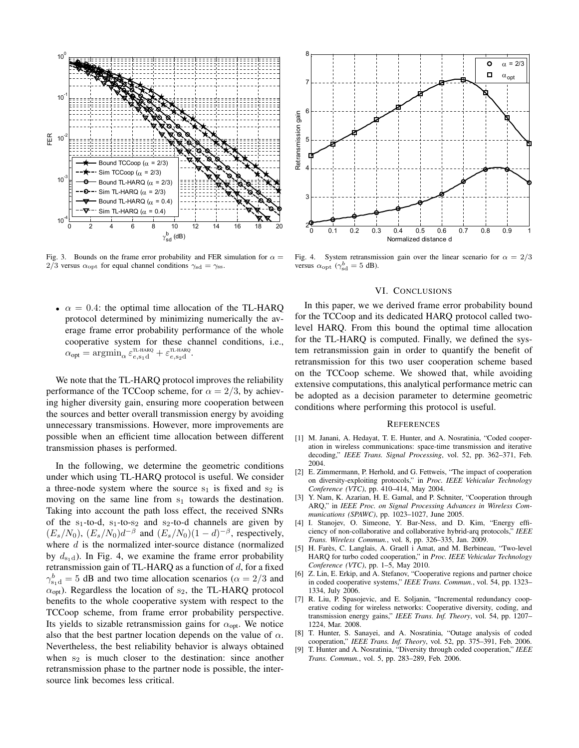10^0

10^-1

10^-2

10^-3

10^-4

FER

0 2 4 6 8 10 12 14 16 18 20

$\gamma_{sd}^{b}$ (dB)

Bound TCCoop ($\alpha$ = 2/3)

Sim TCCoop ($\alpha$ = 2/3)

Bound TL-HARQ ($\alpha$ = 2/3)

Sim TL-HARQ ($\alpha$ = 2/3)

Bound TL-HARQ ($\alpha$ = 0.4)

Sim TL-HARQ ($\alpha$ = 0.4)

Fig. 3. Bounds on the frame error probability and FER simulation for $\alpha = 2/3$ versus $\alpha_{\mathrm{opt}}$ for equal channel conditions $\gamma_{\mathrm{sd}} = \gamma_{\mathrm{ss}}$.

8

7

6

5

4

3

2

Retransmission gain

0 0.1 0.2 0.3 0.4 0.5 0.6 0.7 0.8 0.9 1

Normalized distance d

$\alpha$ = 2/3

$\alpha_{\mathrm{opt}}$

Fig. 4. System retransmission gain over the linear scenario for $\alpha = 2/3$ versus $\alpha_{\mathrm{opt}}$ ($\gamma_{\mathrm{sd}}^{b} = 5$ dB).

- $\alpha = 0.4$: the optimal time allocation of the TL-HARQ protocol determined by minimizing numerically the average frame error probability performance of the whole cooperative system for these channel conditions, i.e., $\alpha_{\mathrm{opt}} = \mathrm{argmin}_{\alpha}\, \varepsilon_{e,\mathrm{s_1 d}}^{\text{TL-HARQ}} + \varepsilon_{e,\mathrm{s_2 d}}^{\text{TL-HARQ}}$.

We note that the TL-HARQ protocol improves the reliability performance of the TCCoop scheme, for $\alpha = 2/3$, by achieving higher diversity gain, ensuring more cooperation between the sources and better overall transmission energy by avoiding unnecessary transmissions. However, more improvements are possible when an efficient time allocation between different transmission phases is performed.

In the following, we determine the geometric conditions under which using TL-HARQ protocol is useful. We consider a three-node system where the source $\mathrm{s_1}$ is fixed and $\mathrm{s_2}$ is moving on the same line from $\mathrm{s_1}$ towards the destination. Taking into account the path loss effect, the received SNRs of the $\mathrm{s_1}$-to-d, $\mathrm{s_1}$-to-$\mathrm{s_2}$ and $\mathrm{s_2}$-to-d channels are given by $(E_s/N_0)$, $(E_s/N_0)d^{-\beta}$ and $(E_s/N_0)(1-d)^{-\beta}$, respectively, where $d$ is the normalized inter-source distance (normalized by $d_{\mathrm{s_1 d}}$). In Fig. 4, we examine the frame error probability retransmission gain of TL-HARQ as a function of $d$, for a fixed $\gamma_{\mathrm{s_1 d}}^{b} = 5$ dB and two time allocation scenarios ($\alpha = 2/3$ and $\alpha_{\mathrm{opt}}$). Regardless the location of $\mathrm{s_2}$, the TL-HARQ protocol benefits to the whole cooperative system with respect to the TCCoop scheme, from frame error probability perspective. Its yields to sizable retransmission gains for $\alpha_{\mathrm{opt}}$. We notice also that the best partner location depends on the value of $\alpha$. Nevertheless, the best reliability behavior is always obtained when $\mathrm{s_2}$ is much closer to the destination: since another retransmission phase to the partner node is possible, the inter-source link becomes less critical.

## VI. Conclusions

In this paper, we we derived frame error probability bound for the TCCoop and its dedicated HARQ protocol called two-level HARQ. From this bound the optimal time allocation for the TL-HARQ is computed. Finally, we defined the system retransmission gain in order to quantify the benefit of retransmission for this two user cooperation scheme based on the TCCoop scheme. We showed that, while avoiding extensive computations, this analytical performance metric can be adopted as a decision parameter to determine geometric conditions where performing this protocol is useful.

## References

[1] M. Janani, A. Hedayat, T. E. Hunter, and A. Nosratinia, "Coded cooperation in wireless communications: space-time transmission and iterative decoding," *IEEE Trans. Signal Processing*, vol. 52, pp. 362–371, Feb. 2004.

[2] E. Zimmermann, P. Herhold, and G. Fettweis, "The impact of cooperation on diversity-exploiting protocols," in *Proc. IEEE Vehicular Technology Conference (VTC)*, pp. 410–414, May 2004.

[3] Y. Nam, K. Azarian, H. E. Gamal, and P. Schniter, "Cooperation through ARQ," in *IEEE Proc. on Signal Processing Advances in Wireless Communications (SPAWC)*, pp. 1023–1027, June 2005.

[4] I. Stanojev, O. Simeone, Y. Bar-Ness, and D. Kim, "Energy efficiency of non-collaborative and collaborative hybrid-arq protocols," *IEEE Trans. Wireless Commun.*, vol. 8, pp. 326–335, Jan. 2009.

[5] H. Farès, C. Langlais, A. Graell i Amat, and M. Berbineau, "Two-level HARQ for turbo coded cooperation," in *Proc. IEEE Vehicular Technology Conference (VTC)*, pp. 1–5, May 2010.

[6] Z. Lin, E. Erkip, and A. Stefanov, "Cooperative regions and partner choice in coded cooperative systems," *IEEE Trans. Commun.*, vol. 54, pp. 1323–1334, July 2006.

[7] R. Liu, P. Spasojevic, and E. Soljanin, "Incremental redundancy cooperative coding for wireless networks: Cooperative diversity, coding, and transmission energy gains," *IEEE Trans. Inf. Theory*, vol. 54, pp. 1207–1224, Mar. 2008.

[8] T. Hunter, S. Sanayei, and A. Nosratinia, "Outage analysis of coded cooperation," *IEEE Trans. Inf. Theory*, vol. 52, pp. 375–391, Feb. 2006.

[9] T. Hunter and A. Nosratinia, "Diversity through coded cooperation," *IEEE Trans. Commun.*, vol. 5, pp. 283–289, Feb. 2006.